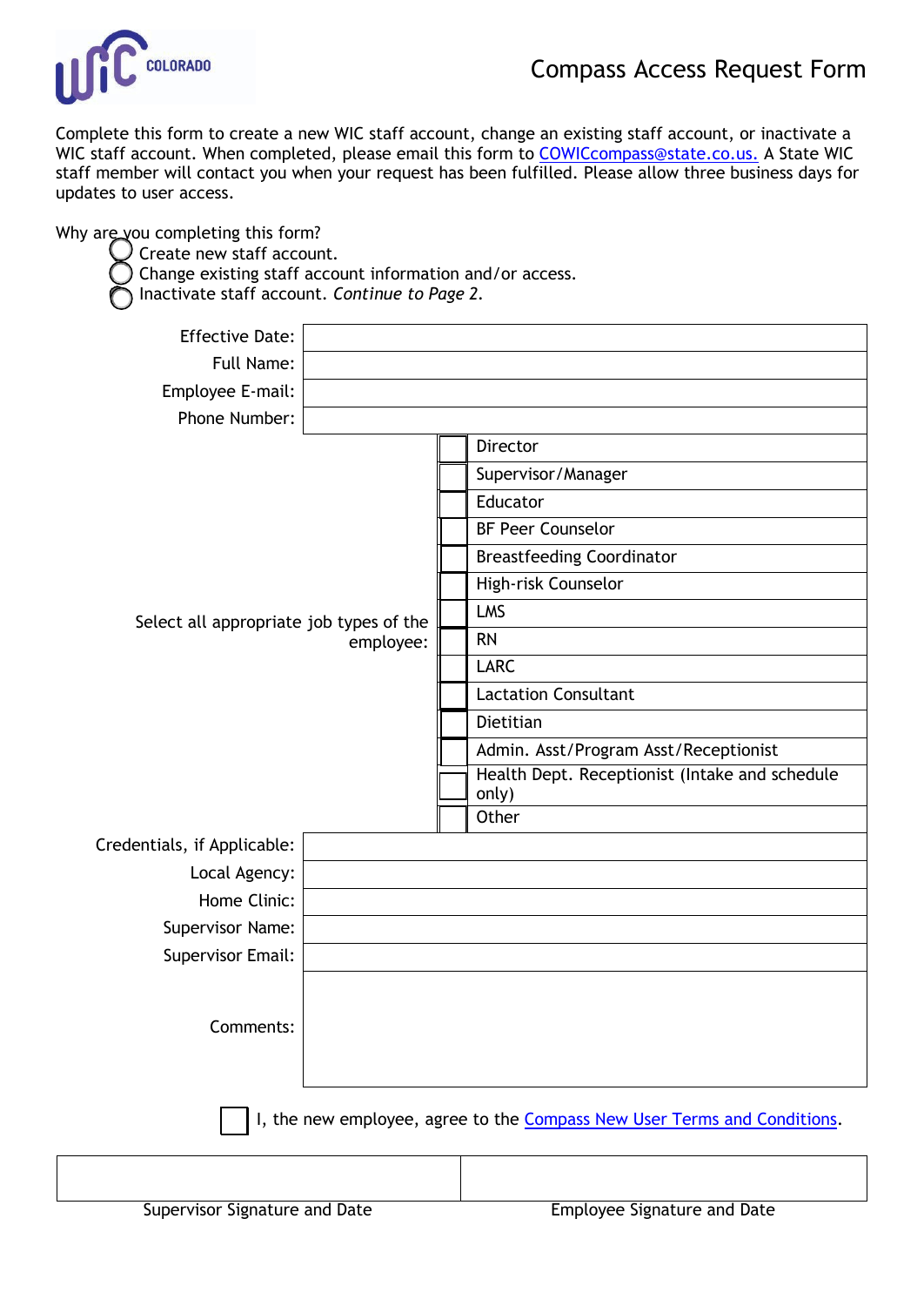WIC COLORADO

# Compass Access Request Form

Complete this form to create a new WIC staff account, change an existing staff account, or inactivate a WIC staff account. When completed, please email this form to [COWICcompass@state.co.us.](mailto:COWICcompass@state.co.us) A State WIC staff member will contact you when your request has been fulfilled. Please allow three business days for updates to user access.

Why are you completing this form?

- ◯ Create new staff account.
- ◯ Change existing staff account information and/or access.
- ◯ Inactivate staff account. *Continue to Page 2.*

| | |
|---|---|
| Effective Date: | |
| Full Name: | |
| Employee E-mail: | |
| Phone Number: | |

Select all appropriate job types of the employee:

- ☐ Director
- ☐ Supervisor/Manager
- ☐ Educator
- ☐ BF Peer Counselor
- ☐ Breastfeeding Coordinator
- ☐ High-risk Counselor
- ☐ LMS
- ☐ RN
- ☐ LARC
- ☐ Lactation Consultant
- ☐ Dietitian
- ☐ Admin. Asst/Program Asst/Receptionist
- ☐ Health Dept. Receptionist (Intake and schedule only)
- ☐ Other

| | |
|---|---|
| Credentials, if Applicable: | |
| Local Agency: | |
| Home Clinic: | |
| Supervisor Name: | |
| Supervisor Email: | |
| Comments: | |

☐ I, the new employee, agree to the Compass New User Terms and Conditions.

| | |
|---|---|
| | |
| Supervisor Signature and Date | Employee Signature and Date |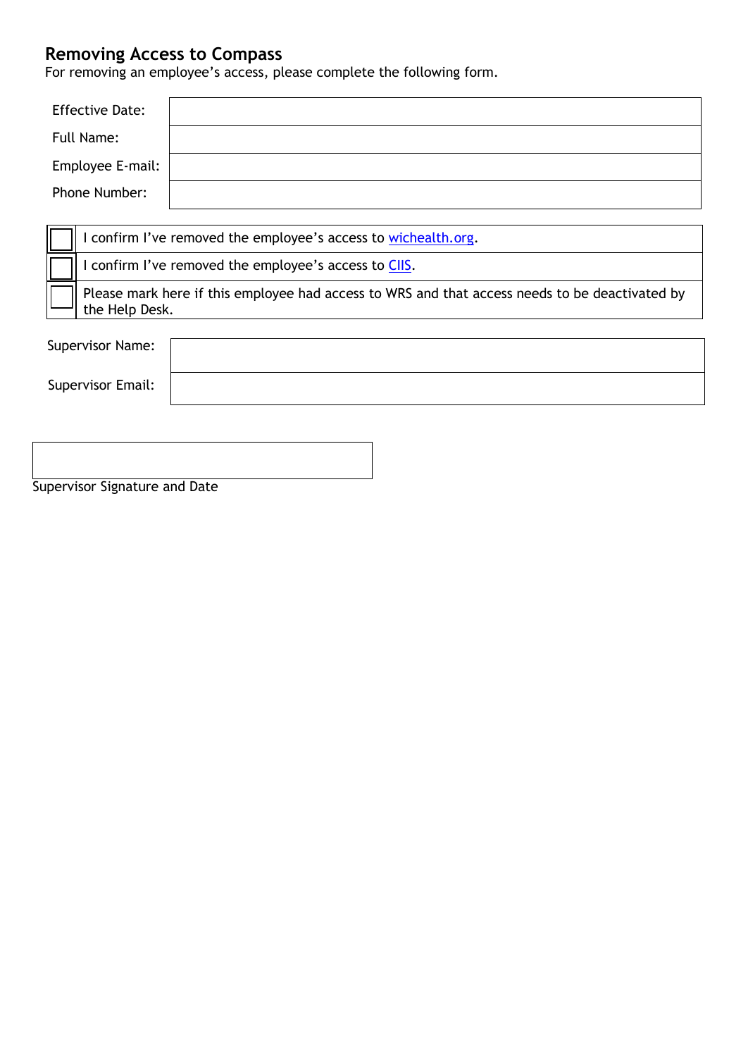## Removing Access to Compass

For removing an employee's access, please complete the following form.

| | |
|---|---|
| Effective Date: | |
| Full Name: | |
| Employee E-mail: | |
| Phone Number: | |

| | |
|---|---|
| ☐ | I confirm I've removed the employee's access to [wichealth.org](wichealth.org). |
| ☐ | I confirm I've removed the employee's access to [CIIS](CIIS). |
| ☐ | Please mark here if this employee had access to WRS and that access needs to be deactivated by the Help Desk. |

| | |
|---|---|
| Supervisor Name: | |
| Supervisor Email: | |

Supervisor Signature and Date